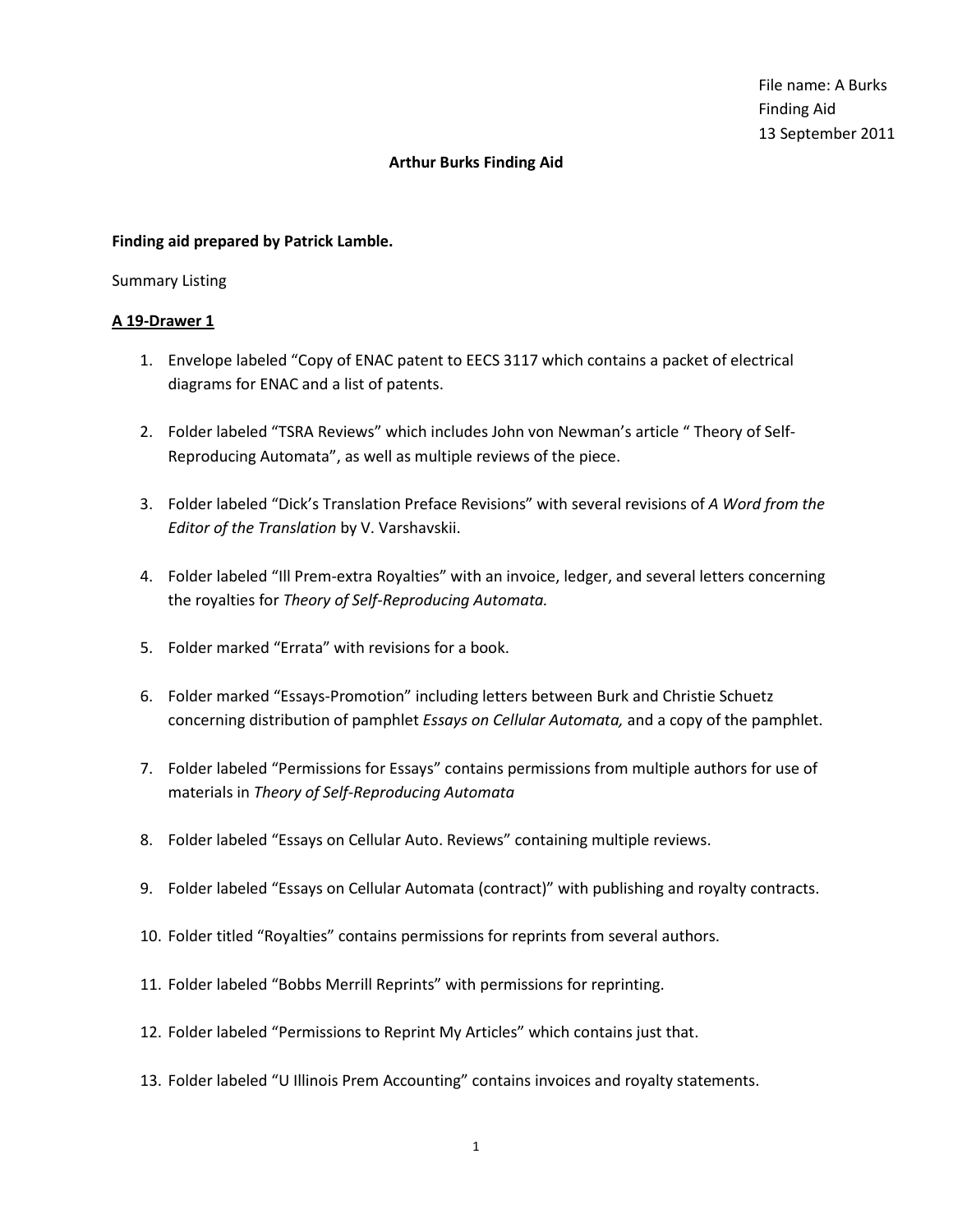File name: A Burks
Finding Aid
13 September 2011

**Arthur Burks Finding Aid**

**Finding aid prepared by Patrick Lamble.**

Summary Listing

**<u>A 19-Drawer 1</u>**

1. Envelope labeled "Copy of ENAC patent to EECS 3117 which contains a packet of electrical diagrams for ENAC and a list of patents.

2. Folder labeled "TSRA Reviews" which includes John von Newman's article " Theory of Self-Reproducing Automata", as well as multiple reviews of the piece.

3. Folder labeled "Dick's Translation Preface Revisions" with several revisions of *A Word from the Editor of the Translation* by V. Varshavskii.

4. Folder labeled "Ill Prem-extra Royalties" with an invoice, ledger, and several letters concerning the royalties for *Theory of Self-Reproducing Automata.*

5. Folder marked "Errata" with revisions for a book.

6. Folder marked "Essays-Promotion" including letters between Burk and Christie Schuetz concerning distribution of pamphlet *Essays on Cellular Automata,* and a copy of the pamphlet.

7. Folder labeled "Permissions for Essays" contains permissions from multiple authors for use of materials in *Theory of Self-Reproducing Automata*

8. Folder labeled "Essays on Cellular Auto. Reviews" containing multiple reviews.

9. Folder labeled "Essays on Cellular Automata (contract)" with publishing and royalty contracts.

10. Folder titled "Royalties" contains permissions for reprints from several authors.

11. Folder labeled "Bobbs Merrill Reprints" with permissions for reprinting.

12. Folder labeled "Permissions to Reprint My Articles" which contains just that.

13. Folder labeled "U Illinois Prem Accounting" contains invoices and royalty statements.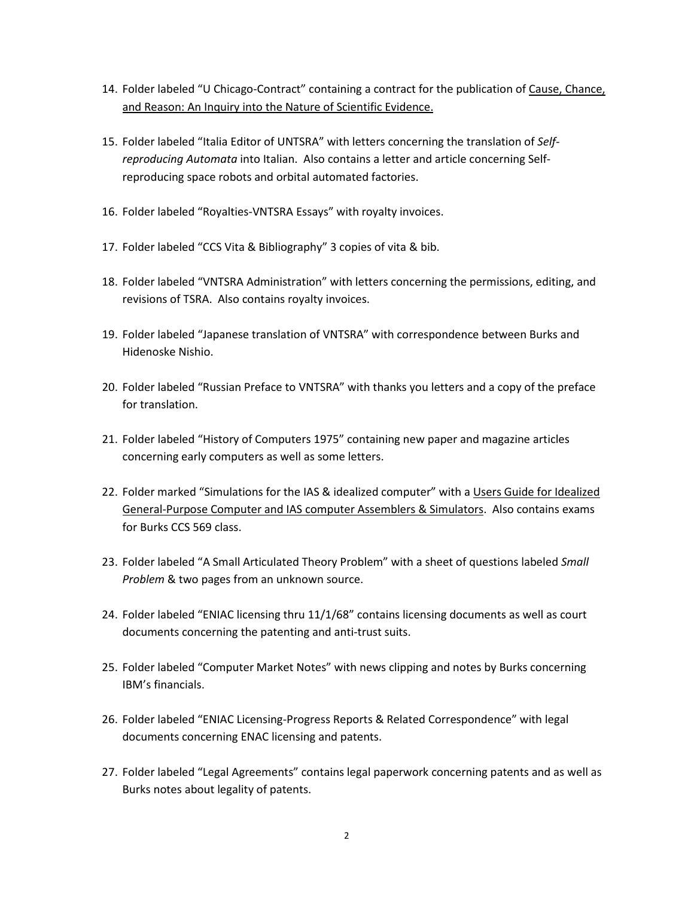14. Folder labeled "U Chicago-Contract" containing a contract for the publication of <u>Cause, Chance, and Reason: An Inquiry into the Nature of Scientific Evidence.</u>

15. Folder labeled "Italia Editor of UNTSRA" with letters concerning the translation of *Self-reproducing Automata* into Italian. Also contains a letter and article concerning Self-reproducing space robots and orbital automated factories.

16. Folder labeled "Royalties-VNTSRA Essays" with royalty invoices.

17. Folder labeled "CCS Vita & Bibliography" 3 copies of vita & bib.

18. Folder labeled "VNTSRA Administration" with letters concerning the permissions, editing, and revisions of TSRA. Also contains royalty invoices.

19. Folder labeled "Japanese translation of VNTSRA" with correspondence between Burks and Hidenoske Nishio.

20. Folder labeled "Russian Preface to VNTSRA" with thanks you letters and a copy of the preface for translation.

21. Folder labeled "History of Computers 1975" containing new paper and magazine articles concerning early computers as well as some letters.

22. Folder marked "Simulations for the IAS & idealized computer" with a <u>Users Guide for Idealized General-Purpose Computer and IAS computer Assemblers & Simulators</u>. Also contains exams for Burks CCS 569 class.

23. Folder labeled "A Small Articulated Theory Problem" with a sheet of questions labeled *Small Problem* & two pages from an unknown source.

24. Folder labeled "ENIAC licensing thru 11/1/68" contains licensing documents as well as court documents concerning the patenting and anti-trust suits.

25. Folder labeled "Computer Market Notes" with news clipping and notes by Burks concerning IBM's financials.

26. Folder labeled "ENIAC Licensing-Progress Reports & Related Correspondence" with legal documents concerning ENAC licensing and patents.

27. Folder labeled "Legal Agreements" contains legal paperwork concerning patents and as well as Burks notes about legality of patents.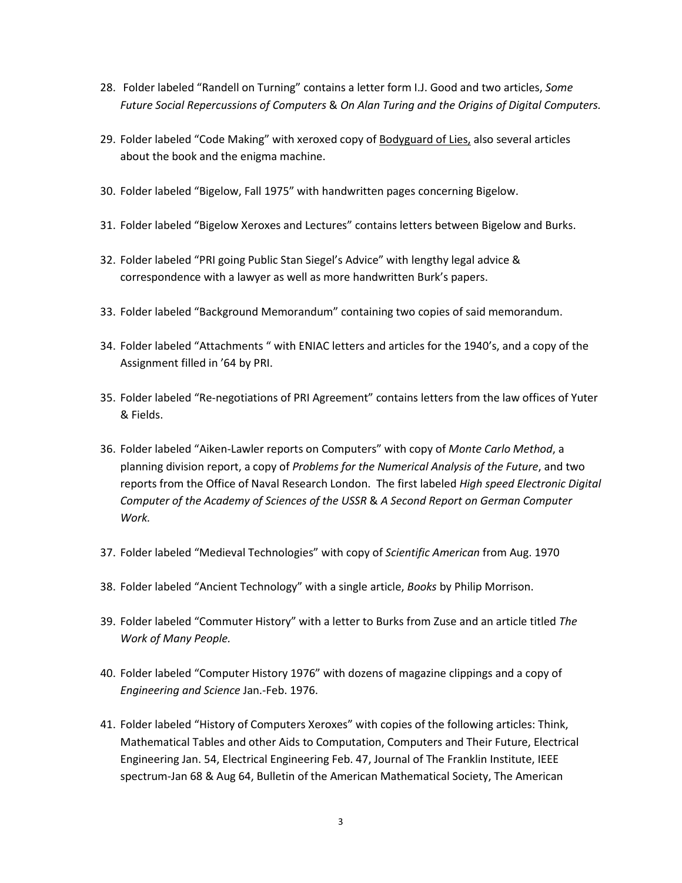28. Folder labeled “Randell on Turning” contains a letter form I.J. Good and two articles, *Some Future Social Repercussions of Computers* & *On Alan Turing and the Origins of Digital Computers.*

29. Folder labeled “Code Making” with xeroxed copy of <u>Bodyguard of Lies,</u> also several articles about the book and the enigma machine.

30. Folder labeled “Bigelow, Fall 1975” with handwritten pages concerning Bigelow.

31. Folder labeled “Bigelow Xeroxes and Lectures” contains letters between Bigelow and Burks.

32. Folder labeled “PRI going Public Stan Siegel’s Advice” with lengthy legal advice & correspondence with a lawyer as well as more handwritten Burk’s papers.

33. Folder labeled “Background Memorandum” containing two copies of said memorandum.

34. Folder labeled “Attachments “ with ENIAC letters and articles for the 1940’s, and a copy of the Assignment filled in ’64 by PRI.

35. Folder labeled “Re-negotiations of PRI Agreement” contains letters from the law offices of Yuter & Fields.

36. Folder labeled “Aiken-Lawler reports on Computers” with copy of *Monte Carlo Method*, a planning division report, a copy of *Problems for the Numerical Analysis of the Future*, and two reports from the Office of Naval Research London. The first labeled *High speed Electronic Digital Computer of the Academy of Sciences of the USSR* & *A Second Report on German Computer Work.*

37. Folder labeled “Medieval Technologies” with copy of *Scientific American* from Aug. 1970

38. Folder labeled “Ancient Technology” with a single article, *Books* by Philip Morrison.

39. Folder labeled “Commuter History” with a letter to Burks from Zuse and an article titled *The Work of Many People.*

40. Folder labeled “Computer History 1976” with dozens of magazine clippings and a copy of *Engineering and Science* Jan.-Feb. 1976.

41. Folder labeled “History of Computers Xeroxes” with copies of the following articles: Think, Mathematical Tables and other Aids to Computation, Computers and Their Future, Electrical Engineering Jan. 54, Electrical Engineering Feb. 47, Journal of The Franklin Institute, IEEE spectrum-Jan 68 & Aug 64, Bulletin of the American Mathematical Society, The American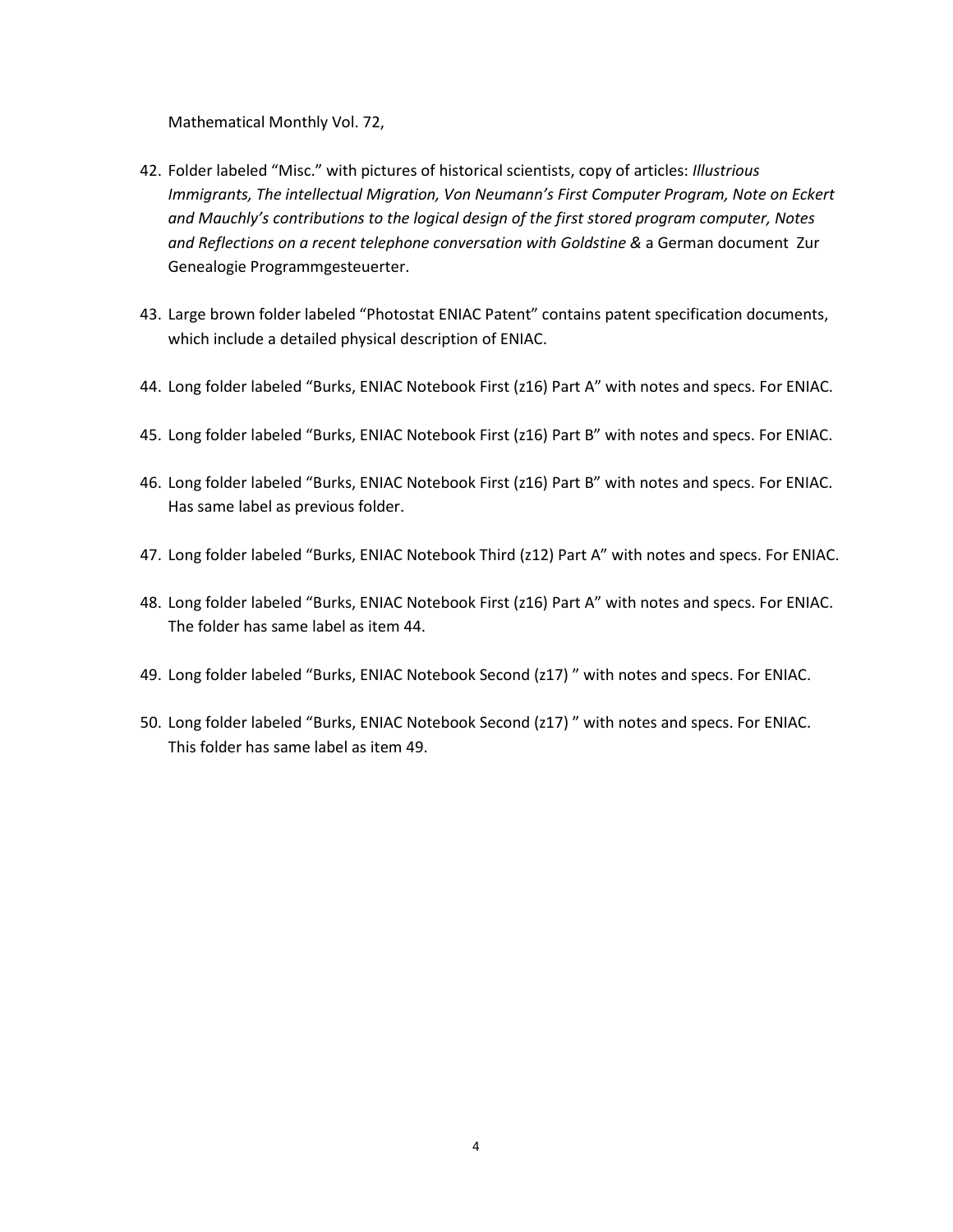Mathematical Monthly Vol. 72,

42. Folder labeled “Misc.” with pictures of historical scientists, copy of articles: *Illustrious Immigrants, The intellectual Migration, Von Neumann’s First Computer Program, Note on Eckert and Mauchly’s contributions to the logical design of the first stored program computer, Notes and Reflections on a recent telephone conversation with Goldstine &* a German document Zur Genealogie Programmgesteuerter.

43. Large brown folder labeled “Photostat ENIAC Patent” contains patent specification documents, which include a detailed physical description of ENIAC.

44. Long folder labeled “Burks, ENIAC Notebook First (z16) Part A” with notes and specs. For ENIAC.

45. Long folder labeled “Burks, ENIAC Notebook First (z16) Part B” with notes and specs. For ENIAC.

46. Long folder labeled “Burks, ENIAC Notebook First (z16) Part B” with notes and specs. For ENIAC. Has same label as previous folder.

47. Long folder labeled “Burks, ENIAC Notebook Third (z12) Part A” with notes and specs. For ENIAC.

48. Long folder labeled “Burks, ENIAC Notebook First (z16) Part A” with notes and specs. For ENIAC. The folder has same label as item 44.

49. Long folder labeled “Burks, ENIAC Notebook Second (z17) ” with notes and specs. For ENIAC.

50. Long folder labeled “Burks, ENIAC Notebook Second (z17) ” with notes and specs. For ENIAC. This folder has same label as item 49.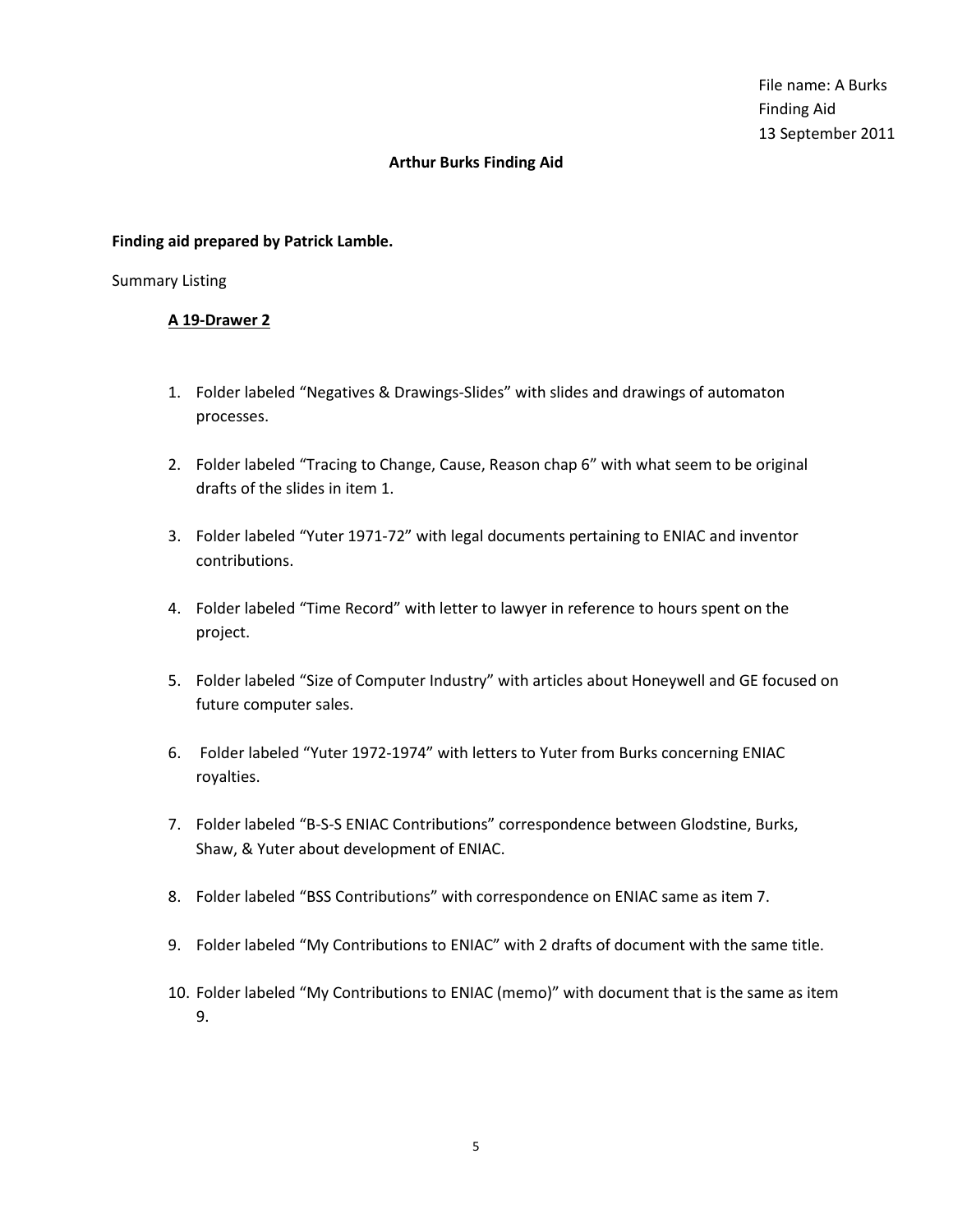File name: A Burks
Finding Aid
13 September 2011

**Arthur Burks Finding Aid**

**Finding aid prepared by Patrick Lamble.**

Summary Listing

**<u>A 19-Drawer 2</u>**

1. Folder labeled "Negatives & Drawings-Slides" with slides and drawings of automaton processes.

2. Folder labeled "Tracing to Change, Cause, Reason chap 6" with what seem to be original drafts of the slides in item 1.

3. Folder labeled "Yuter 1971-72" with legal documents pertaining to ENIAC and inventor contributions.

4. Folder labeled "Time Record" with letter to lawyer in reference to hours spent on the project.

5. Folder labeled "Size of Computer Industry" with articles about Honeywell and GE focused on future computer sales.

6. Folder labeled "Yuter 1972-1974" with letters to Yuter from Burks concerning ENIAC royalties.

7. Folder labeled "B-S-S ENIAC Contributions" correspondence between Glodstine, Burks, Shaw, & Yuter about development of ENIAC.

8. Folder labeled "BSS Contributions" with correspondence on ENIAC same as item 7.

9. Folder labeled "My Contributions to ENIAC" with 2 drafts of document with the same title.

10. Folder labeled "My Contributions to ENIAC (memo)" with document that is the same as item 9.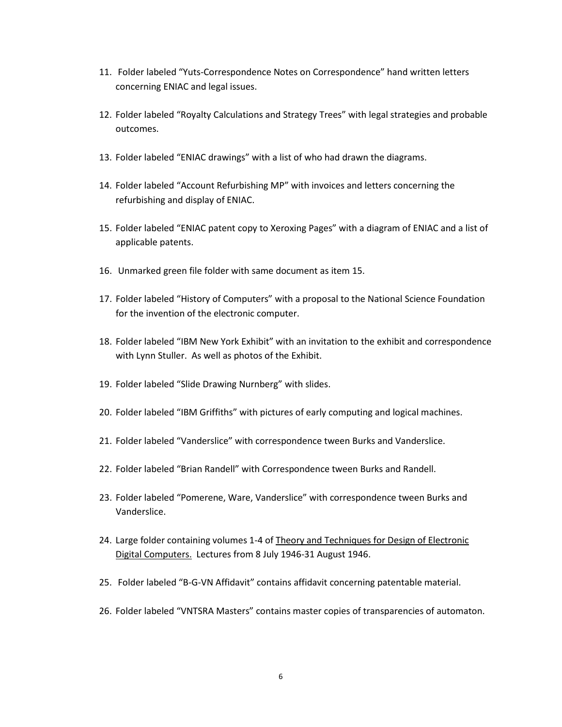11. Folder labeled "Yuts-Correspondence Notes on Correspondence" hand written letters concerning ENIAC and legal issues.

12. Folder labeled "Royalty Calculations and Strategy Trees" with legal strategies and probable outcomes.

13. Folder labeled "ENIAC drawings" with a list of who had drawn the diagrams.

14. Folder labeled "Account Refurbishing MP" with invoices and letters concerning the refurbishing and display of ENIAC.

15. Folder labeled "ENIAC patent copy to Xeroxing Pages" with a diagram of ENIAC and a list of applicable patents.

16. Unmarked green file folder with same document as item 15.

17. Folder labeled "History of Computers" with a proposal to the National Science Foundation for the invention of the electronic computer.

18. Folder labeled "IBM New York Exhibit" with an invitation to the exhibit and correspondence with Lynn Stuller. As well as photos of the Exhibit.

19. Folder labeled "Slide Drawing Nurnberg" with slides.

20. Folder labeled "IBM Griffiths" with pictures of early computing and logical machines.

21. Folder labeled "Vanderslice" with correspondence tween Burks and Vanderslice.

22. Folder labeled "Brian Randell" with Correspondence tween Burks and Randell.

23. Folder labeled "Pomerene, Ware, Vanderslice" with correspondence tween Burks and Vanderslice.

24. Large folder containing volumes 1-4 of <u>Theory and Techniques for Design of Electronic Digital Computers.</u> Lectures from 8 July 1946-31 August 1946.

25. Folder labeled "B-G-VN Affidavit" contains affidavit concerning patentable material.

26. Folder labeled "VNTSRA Masters" contains master copies of transparencies of automaton.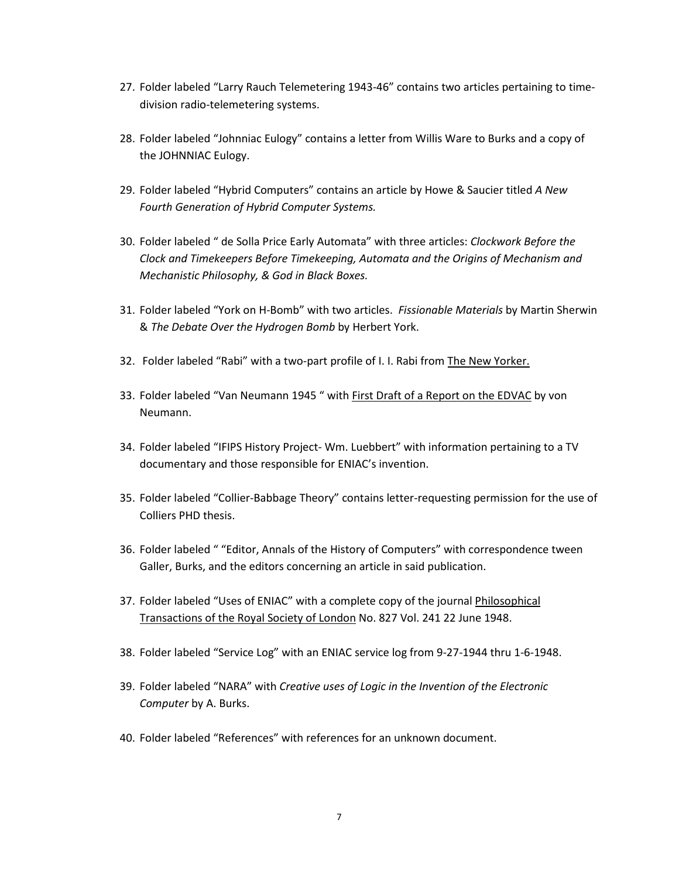27. Folder labeled "Larry Rauch Telemetering 1943-46" contains two articles pertaining to time-division radio-telemetering systems.

28. Folder labeled "Johnniac Eulogy" contains a letter from Willis Ware to Burks and a copy of the JOHNNIAC Eulogy.

29. Folder labeled "Hybrid Computers" contains an article by Howe & Saucier titled *A New Fourth Generation of Hybrid Computer Systems.*

30. Folder labeled " de Solla Price Early Automata" with three articles: *Clockwork Before the Clock and Timekeepers Before Timekeeping, Automata and the Origins of Mechanism and Mechanistic Philosophy, & God in Black Boxes.*

31. Folder labeled "York on H-Bomb" with two articles. *Fissionable Materials* by Martin Sherwin & *The Debate Over the Hydrogen Bomb* by Herbert York.

32. Folder labeled "Rabi" with a two-part profile of I. I. Rabi from The New Yorker.

33. Folder labeled "Van Neumann 1945 " with First Draft of a Report on the EDVAC by von Neumann.

34. Folder labeled "IFIPS History Project- Wm. Luebbert" with information pertaining to a TV documentary and those responsible for ENIAC's invention.

35. Folder labeled "Collier-Babbage Theory" contains letter-requesting permission for the use of Colliers PHD thesis.

36. Folder labeled " "Editor, Annals of the History of Computers" with correspondence tween Galler, Burks, and the editors concerning an article in said publication.

37. Folder labeled "Uses of ENIAC" with a complete copy of the journal Philosophical Transactions of the Royal Society of London No. 827 Vol. 241 22 June 1948.

38. Folder labeled "Service Log" with an ENIAC service log from 9-27-1944 thru 1-6-1948.

39. Folder labeled "NARA" with *Creative uses of Logic in the Invention of the Electronic Computer* by A. Burks.

40. Folder labeled "References" with references for an unknown document.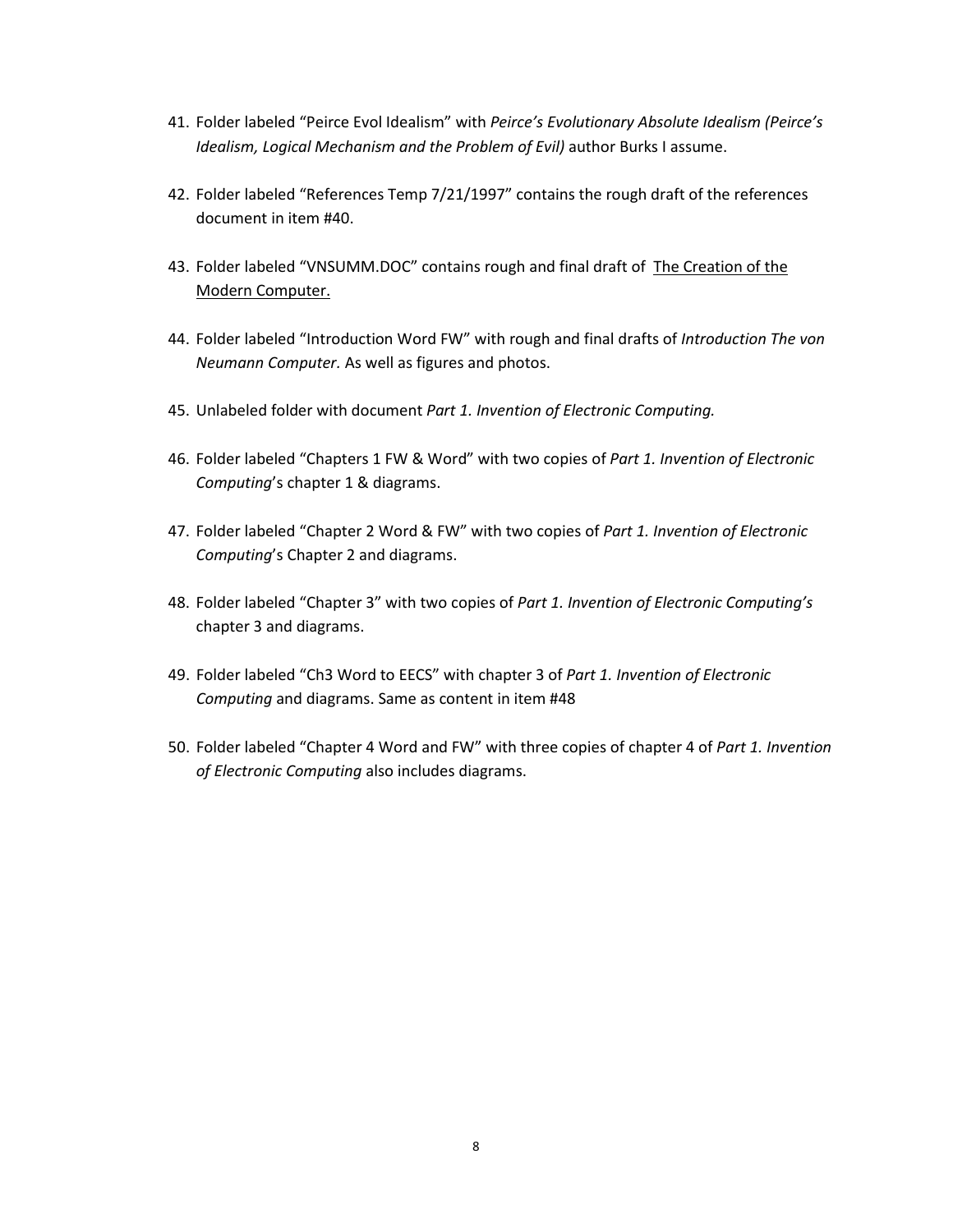41. Folder labeled “Peirce Evol Idealism” with *Peirce’s Evolutionary Absolute Idealism (Peirce’s Idealism, Logical Mechanism and the Problem of Evil)* author Burks I assume.

42. Folder labeled “References Temp 7/21/1997” contains the rough draft of the references document in item #40.

43. Folder labeled “VNSUMM.DOC” contains rough and final draft of <u>The Creation of the Modern Computer.</u>

44. Folder labeled “Introduction Word FW” with rough and final drafts of *Introduction The von Neumann Computer.* As well as figures and photos.

45. Unlabeled folder with document *Part 1. Invention of Electronic Computing.*

46. Folder labeled “Chapters 1 FW & Word” with two copies of *Part 1. Invention of Electronic Computing*’s chapter 1 & diagrams.

47. Folder labeled “Chapter 2 Word & FW” with two copies of *Part 1. Invention of Electronic Computing*’s Chapter 2 and diagrams.

48. Folder labeled “Chapter 3” with two copies of *Part 1. Invention of Electronic Computing’s* chapter 3 and diagrams.

49. Folder labeled “Ch3 Word to EECS” with chapter 3 of *Part 1. Invention of Electronic Computing* and diagrams. Same as content in item #48

50. Folder labeled “Chapter 4 Word and FW” with three copies of chapter 4 of *Part 1. Invention of Electronic Computing* also includes diagrams.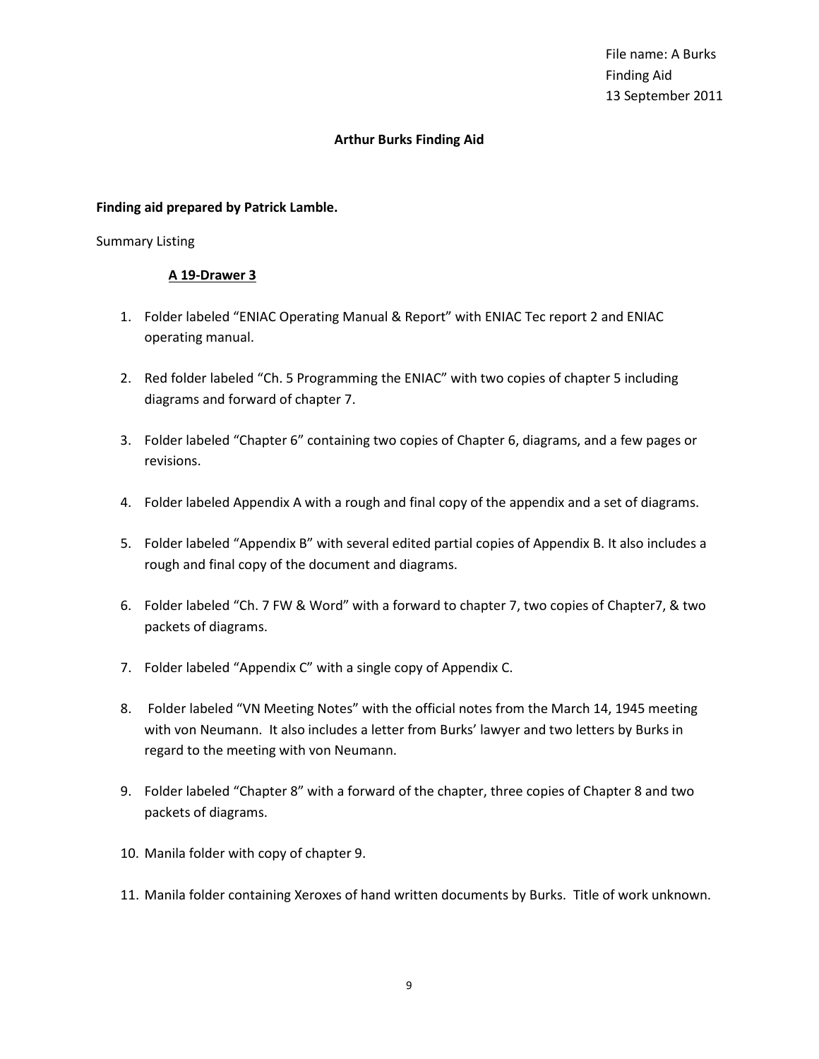File name: A Burks
Finding Aid
13 September 2011

**Arthur Burks Finding Aid**

**Finding aid prepared by Patrick Lamble.**

Summary Listing

**A 19-Drawer 3**

1. Folder labeled "ENIAC Operating Manual & Report" with ENIAC Tec report 2 and ENIAC operating manual.

2. Red folder labeled "Ch. 5 Programming the ENIAC" with two copies of chapter 5 including diagrams and forward of chapter 7.

3. Folder labeled "Chapter 6" containing two copies of Chapter 6, diagrams, and a few pages or revisions.

4. Folder labeled Appendix A with a rough and final copy of the appendix and a set of diagrams.

5. Folder labeled "Appendix B" with several edited partial copies of Appendix B. It also includes a rough and final copy of the document and diagrams.

6. Folder labeled "Ch. 7 FW & Word" with a forward to chapter 7, two copies of Chapter7, & two packets of diagrams.

7. Folder labeled "Appendix C" with a single copy of Appendix C.

8. Folder labeled "VN Meeting Notes" with the official notes from the March 14, 1945 meeting with von Neumann. It also includes a letter from Burks' lawyer and two letters by Burks in regard to the meeting with von Neumann.

9. Folder labeled "Chapter 8" with a forward of the chapter, three copies of Chapter 8 and two packets of diagrams.

10. Manila folder with copy of chapter 9.

11. Manila folder containing Xeroxes of hand written documents by Burks. Title of work unknown.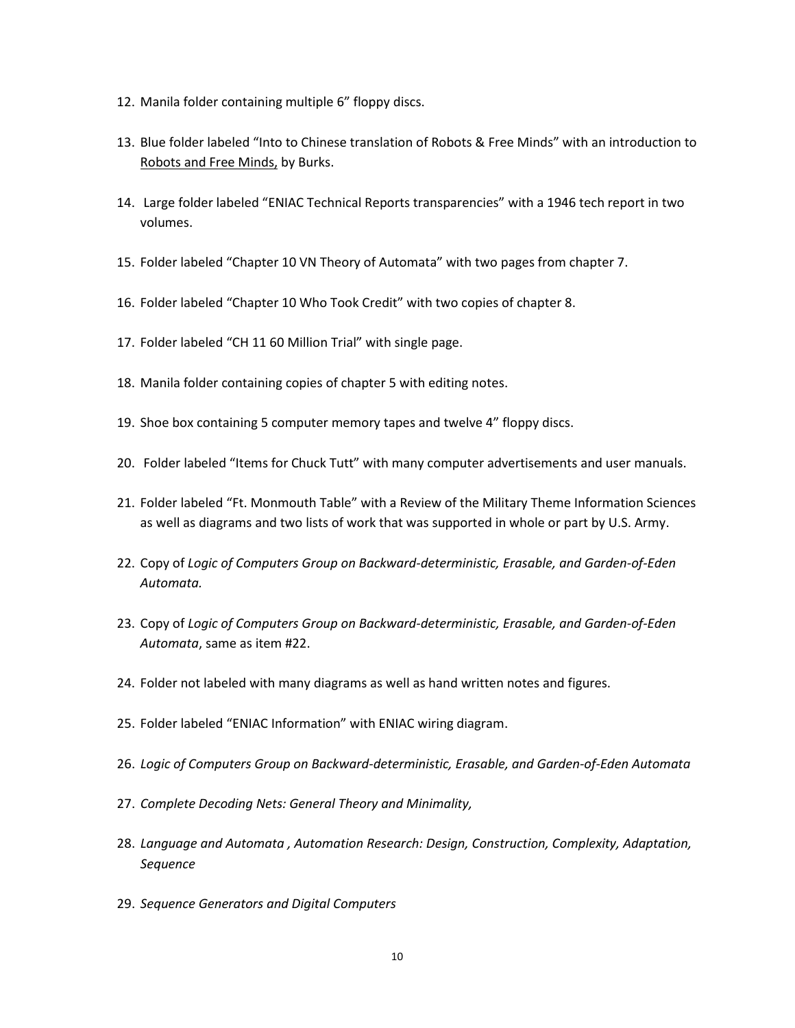12. Manila folder containing multiple 6" floppy discs.

13. Blue folder labeled "Into to Chinese translation of Robots & Free Minds" with an introduction to <u>Robots and Free Minds,</u> by Burks.

14. Large folder labeled "ENIAC Technical Reports transparencies" with a 1946 tech report in two volumes.

15. Folder labeled "Chapter 10 VN Theory of Automata" with two pages from chapter 7.

16. Folder labeled "Chapter 10 Who Took Credit" with two copies of chapter 8.

17. Folder labeled "CH 11 60 Million Trial" with single page.

18. Manila folder containing copies of chapter 5 with editing notes.

19. Shoe box containing 5 computer memory tapes and twelve 4" floppy discs.

20. Folder labeled "Items for Chuck Tutt" with many computer advertisements and user manuals.

21. Folder labeled "Ft. Monmouth Table" with a Review of the Military Theme Information Sciences as well as diagrams and two lists of work that was supported in whole or part by U.S. Army.

22. Copy of *Logic of Computers Group on Backward-deterministic, Erasable, and Garden-of-Eden Automata.*

23. Copy of *Logic of Computers Group on Backward-deterministic, Erasable, and Garden-of-Eden Automata*, same as item #22.

24. Folder not labeled with many diagrams as well as hand written notes and figures.

25. Folder labeled "ENIAC Information" with ENIAC wiring diagram.

26. *Logic of Computers Group on Backward-deterministic, Erasable, and Garden-of-Eden Automata*

27. *Complete Decoding Nets: General Theory and Minimality,*

28. *Language and Automata , Automation Research: Design, Construction, Complexity, Adaptation, Sequence*

29. *Sequence Generators and Digital Computers*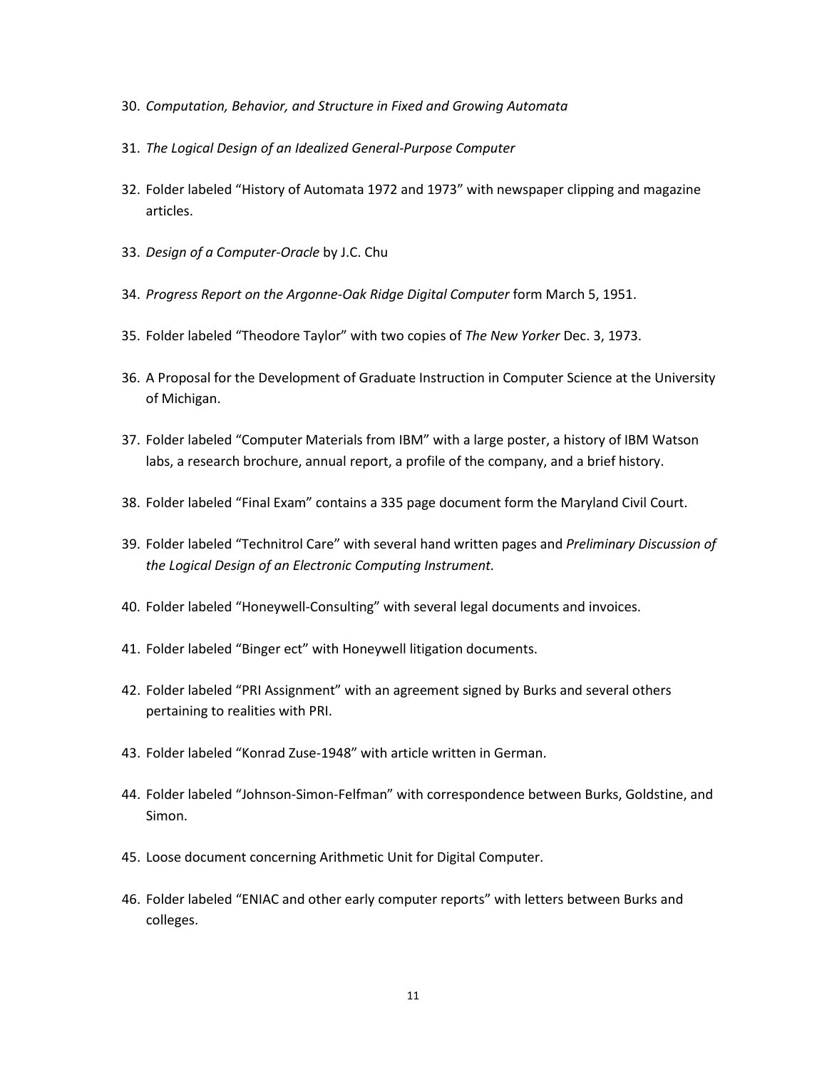30. *Computation, Behavior, and Structure in Fixed and Growing Automata*

31. *The Logical Design of an Idealized General-Purpose Computer*

32. Folder labeled "History of Automata 1972 and 1973" with newspaper clipping and magazine articles.

33. *Design of a Computer-Oracle* by J.C. Chu

34. *Progress Report on the Argonne-Oak Ridge Digital Computer* form March 5, 1951.

35. Folder labeled "Theodore Taylor" with two copies of *The New Yorker* Dec. 3, 1973.

36. A Proposal for the Development of Graduate Instruction in Computer Science at the University of Michigan.

37. Folder labeled "Computer Materials from IBM" with a large poster, a history of IBM Watson labs, a research brochure, annual report, a profile of the company, and a brief history.

38. Folder labeled "Final Exam" contains a 335 page document form the Maryland Civil Court.

39. Folder labeled "Technitrol Care" with several hand written pages and *Preliminary Discussion of the Logical Design of an Electronic Computing Instrument.*

40. Folder labeled "Honeywell-Consulting" with several legal documents and invoices.

41. Folder labeled "Binger ect" with Honeywell litigation documents.

42. Folder labeled "PRI Assignment" with an agreement signed by Burks and several others pertaining to realities with PRI.

43. Folder labeled "Konrad Zuse-1948" with article written in German.

44. Folder labeled "Johnson-Simon-Felfman" with correspondence between Burks, Goldstine, and Simon.

45. Loose document concerning Arithmetic Unit for Digital Computer.

46. Folder labeled "ENIAC and other early computer reports" with letters between Burks and colleges.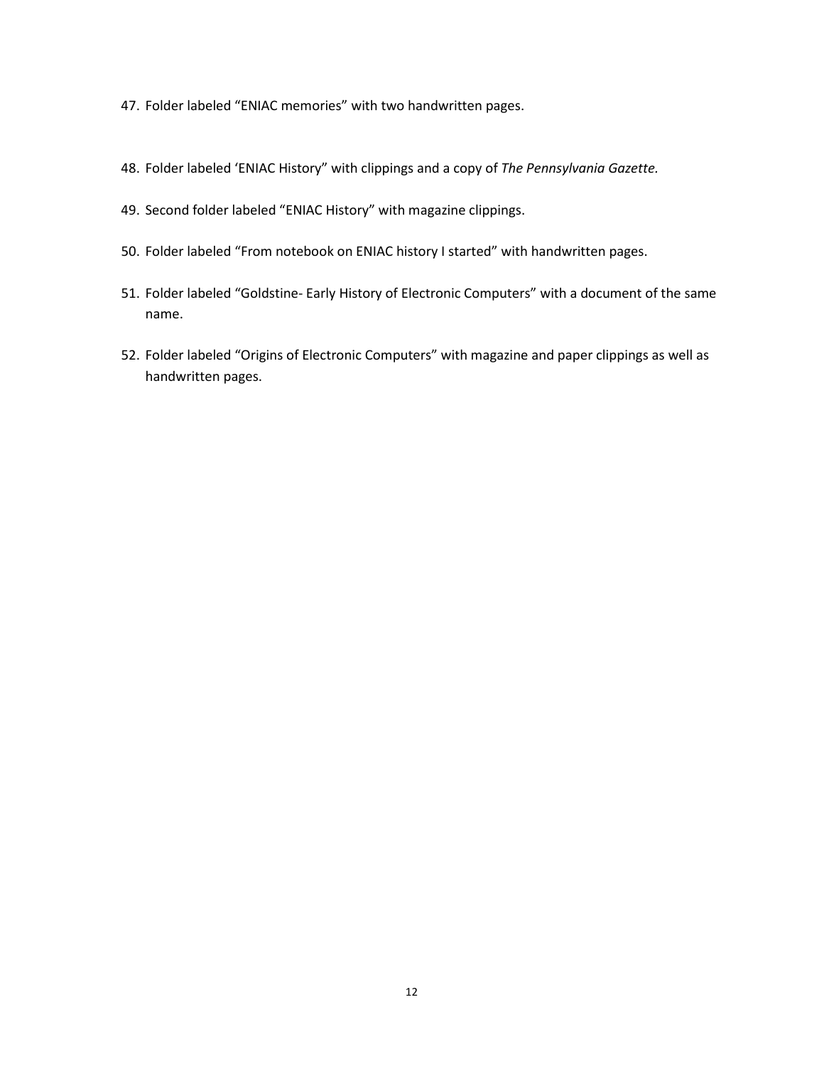47. Folder labeled “ENIAC memories” with two handwritten pages.

48. Folder labeled ‘ENIAC History” with clippings and a copy of *The Pennsylvania Gazette*.

49. Second folder labeled “ENIAC History” with magazine clippings.

50. Folder labeled “From notebook on ENIAC history I started” with handwritten pages.

51. Folder labeled “Goldstine- Early History of Electronic Computers” with a document of the same name.

52. Folder labeled “Origins of Electronic Computers” with magazine and paper clippings as well as handwritten pages.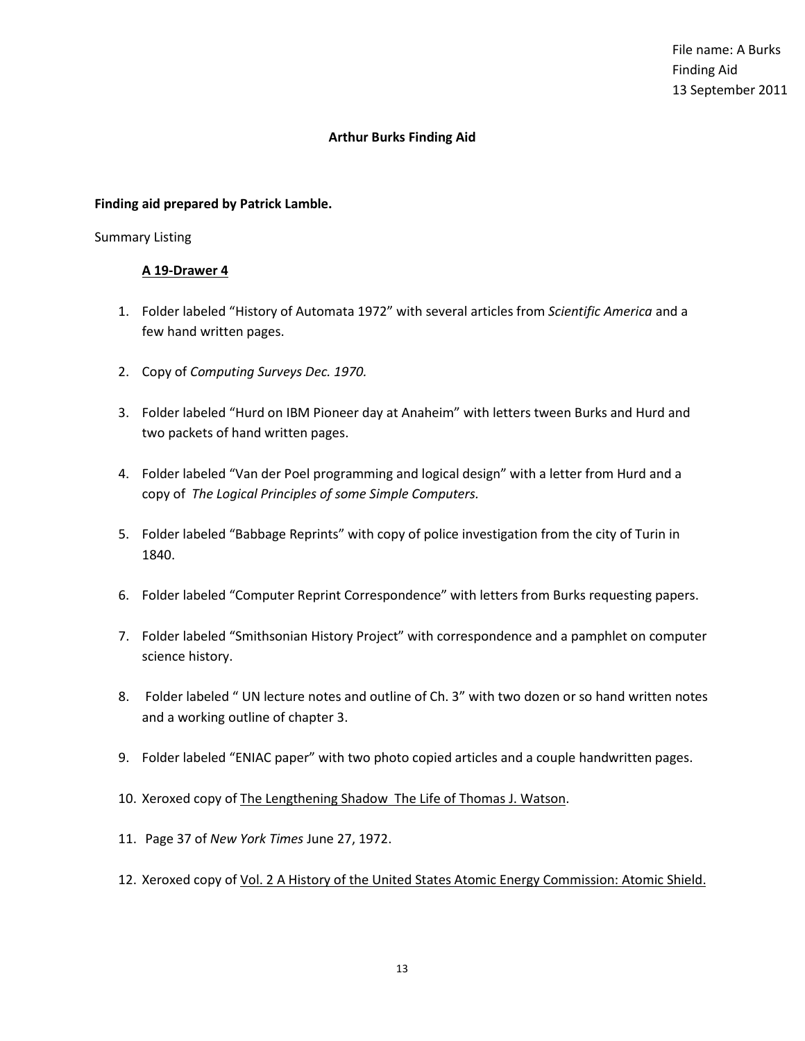File name: A Burks
Finding Aid
13 September 2011

## Arthur Burks Finding Aid

**Finding aid prepared by Patrick Lamble.**

Summary Listing

### A 19-Drawer 4

1. Folder labeled "History of Automata 1972" with several articles from *Scientific America* and a few hand written pages.

2. Copy of *Computing Surveys Dec. 1970.*

3. Folder labeled "Hurd on IBM Pioneer day at Anaheim" with letters tween Burks and Hurd and two packets of hand written pages.

4. Folder labeled "Van der Poel programming and logical design" with a letter from Hurd and a copy of *The Logical Principles of some Simple Computers.*

5. Folder labeled "Babbage Reprints" with copy of police investigation from the city of Turin in 1840.

6. Folder labeled "Computer Reprint Correspondence" with letters from Burks requesting papers.

7. Folder labeled "Smithsonian History Project" with correspondence and a pamphlet on computer science history.

8. Folder labeled " UN lecture notes and outline of Ch. 3" with two dozen or so hand written notes and a working outline of chapter 3.

9. Folder labeled "ENIAC paper" with two photo copied articles and a couple handwritten pages.

10. Xeroxed copy of <u>The Lengthening Shadow The Life of Thomas J. Watson</u>.

11. Page 37 of *New York Times* June 27, 1972.

12. Xeroxed copy of <u>Vol. 2 A History of the United States Atomic Energy Commission: Atomic Shield.</u>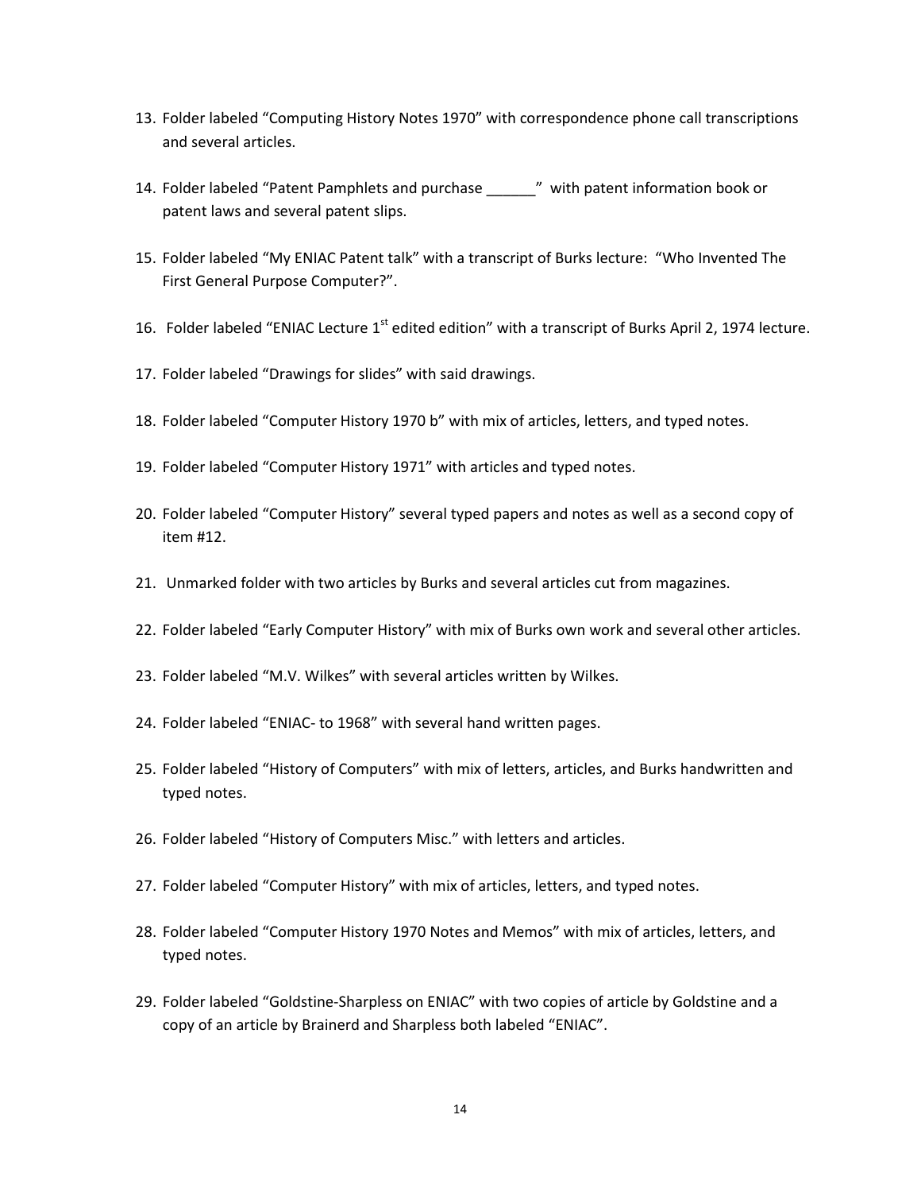13. Folder labeled "Computing History Notes 1970" with correspondence phone call transcriptions and several articles.

14. Folder labeled "Patent Pamphlets and purchase ______" with patent information book or patent laws and several patent slips.

15. Folder labeled "My ENIAC Patent talk" with a transcript of Burks lecture: "Who Invented The First General Purpose Computer?".

16. Folder labeled "ENIAC Lecture 1st edited edition" with a transcript of Burks April 2, 1974 lecture.

17. Folder labeled "Drawings for slides" with said drawings.

18. Folder labeled "Computer History 1970 b" with mix of articles, letters, and typed notes.

19. Folder labeled "Computer History 1971" with articles and typed notes.

20. Folder labeled "Computer History" several typed papers and notes as well as a second copy of item #12.

21. Unmarked folder with two articles by Burks and several articles cut from magazines.

22. Folder labeled "Early Computer History" with mix of Burks own work and several other articles.

23. Folder labeled "M.V. Wilkes" with several articles written by Wilkes.

24. Folder labeled "ENIAC- to 1968" with several hand written pages.

25. Folder labeled "History of Computers" with mix of letters, articles, and Burks handwritten and typed notes.

26. Folder labeled "History of Computers Misc." with letters and articles.

27. Folder labeled "Computer History" with mix of articles, letters, and typed notes.

28. Folder labeled "Computer History 1970 Notes and Memos" with mix of articles, letters, and typed notes.

29. Folder labeled "Goldstine-Sharpless on ENIAC" with two copies of article by Goldstine and a copy of an article by Brainerd and Sharpless both labeled "ENIAC".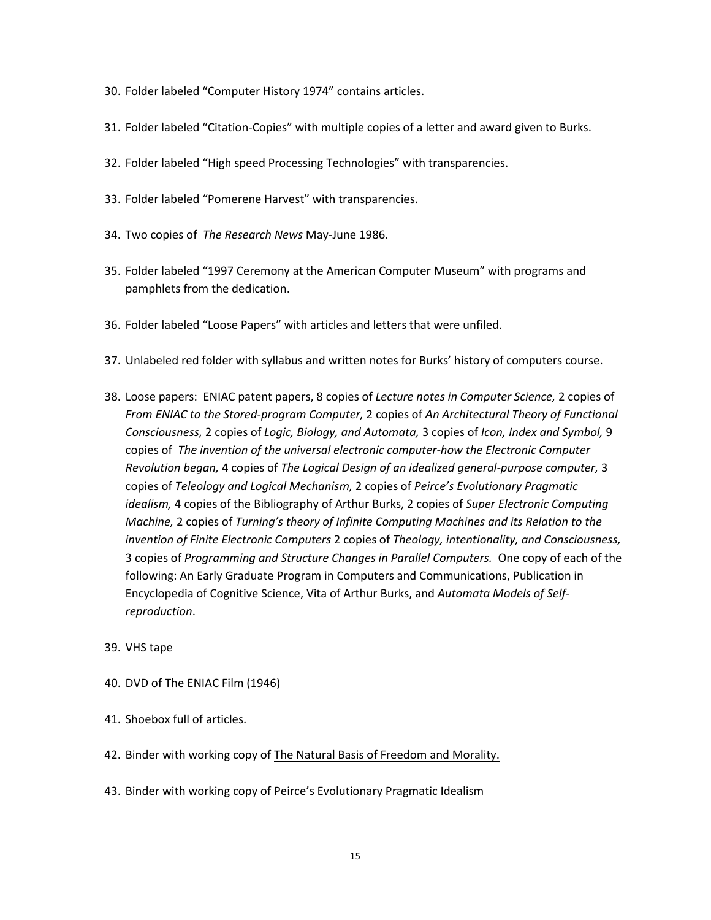30. Folder labeled "Computer History 1974" contains articles.

31. Folder labeled "Citation-Copies" with multiple copies of a letter and award given to Burks.

32. Folder labeled "High speed Processing Technologies" with transparencies.

33. Folder labeled "Pomerene Harvest" with transparencies.

34. Two copies of *The Research News* May-June 1986.

35. Folder labeled "1997 Ceremony at the American Computer Museum" with programs and pamphlets from the dedication.

36. Folder labeled "Loose Papers" with articles and letters that were unfiled.

37. Unlabeled red folder with syllabus and written notes for Burks' history of computers course.

38. Loose papers: ENIAC patent papers, 8 copies of *Lecture notes in Computer Science,* 2 copies of *From ENIAC to the Stored-program Computer,* 2 copies of *An Architectural Theory of Functional Consciousness,* 2 copies of *Logic, Biology, and Automata,* 3 copies of *Icon, Index and Symbol,* 9 copies of *The invention of the universal electronic computer-how the Electronic Computer Revolution began,* 4 copies of *The Logical Design of an idealized general-purpose computer,* 3 copies of *Teleology and Logical Mechanism,* 2 copies of *Peirce's Evolutionary Pragmatic idealism,* 4 copies of the Bibliography of Arthur Burks, 2 copies of *Super Electronic Computing Machine,* 2 copies of *Turning's theory of Infinite Computing Machines and its Relation to the invention of Finite Electronic Computers* 2 copies of *Theology, intentionality, and Consciousness,* 3 copies of *Programming and Structure Changes in Parallel Computers.* One copy of each of the following: An Early Graduate Program in Computers and Communications, Publication in Encyclopedia of Cognitive Science, Vita of Arthur Burks, and *Automata Models of Self-reproduction*.

39. VHS tape

40. DVD of The ENIAC Film (1946)

41. Shoebox full of articles.

42. Binder with working copy of <u>The Natural Basis of Freedom and Morality.</u>

43. Binder with working copy of <u>Peirce's Evolutionary Pragmatic Idealism</u>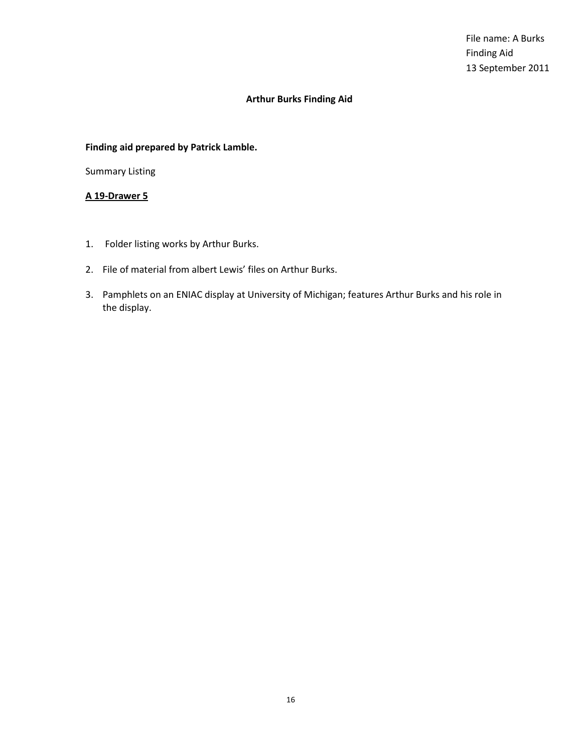File name: A Burks
Finding Aid
13 September 2011

# Arthur Burks Finding Aid

**Finding aid prepared by Patrick Lamble.**

Summary Listing

**A 19-Drawer 5**

1. Folder listing works by Arthur Burks.
2. File of material from albert Lewis' files on Arthur Burks.
3. Pamphlets on an ENIAC display at University of Michigan; features Arthur Burks and his role in the display.